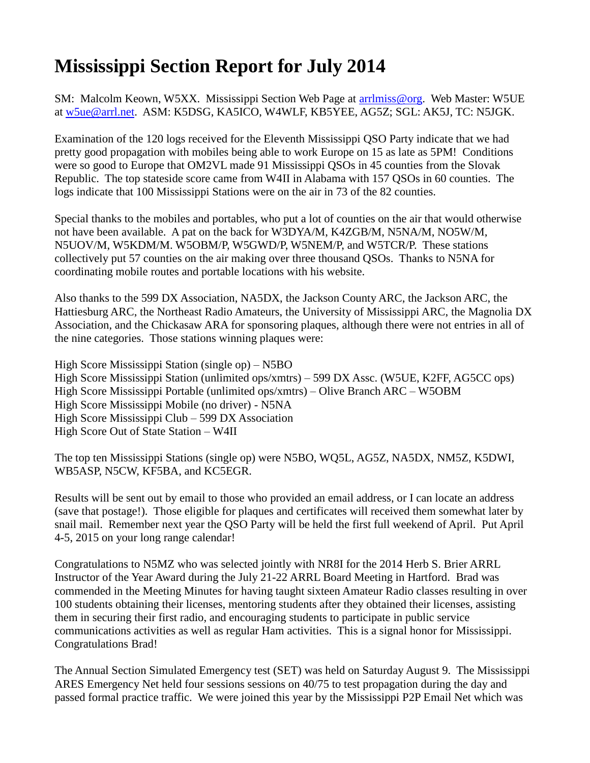# Mississippi Section Report for July 2014

SM: Malcolm Keown, W5XX. Mississippi Section Web Page at arrlmiss@org. Web Master: W5UE at w5ue@arrl.net. ASM: K5DSG, KA5ICO, W4WLF, KB5YEE, AG5Z; SGL: AK5J, TC: N5JGK.

Examination of the 120 logs received for the Eleventh Mississippi QSO Party indicate that we had pretty good propagation with mobiles being able to work Europe on 15 as late as 5PM! Conditions were so good to Europe that OM2VL made 91 Mississippi QSOs in 45 counties from the Slovak Republic. The top stateside score came from W4II in Alabama with 157 QSOs in 60 counties. The logs indicate that 100 Mississippi Stations were on the air in 73 of the 82 counties.

Special thanks to the mobiles and portables, who put a lot of counties on the air that would otherwise not have been available. A pat on the back for W3DYA/M, K4ZGB/M, N5NA/M, NO5W/M, N5UOV/M, W5KDM/M. W5OBM/P, W5GWD/P, W5NEM/P, and W5TCR/P. These stations collectively put 57 counties on the air making over three thousand QSOs. Thanks to N5NA for coordinating mobile routes and portable locations with his website.

Also thanks to the 599 DX Association, NA5DX, the Jackson County ARC, the Jackson ARC, the Hattiesburg ARC, the Northeast Radio Amateurs, the University of Mississippi ARC, the Magnolia DX Association, and the Chickasaw ARA for sponsoring plaques, although there were not entries in all of the nine categories. Those stations winning plaques were:

High Score Mississippi Station (single op) – N5BO
High Score Mississippi Station (unlimited ops/xmtrs) – 599 DX Assc. (W5UE, K2FF, AG5CC ops)
High Score Mississippi Portable (unlimited ops/xmtrs) – Olive Branch ARC – W5OBM
High Score Mississippi Mobile (no driver) - N5NA
High Score Mississippi Club – 599 DX Association
High Score Out of State Station – W4II

The top ten Mississippi Stations (single op) were N5BO, WQ5L, AG5Z, NA5DX, NM5Z, K5DWI, WB5ASP, N5CW, KF5BA, and KC5EGR.

Results will be sent out by email to those who provided an email address, or I can locate an address (save that postage!). Those eligible for plaques and certificates will received them somewhat later by snail mail. Remember next year the QSO Party will be held the first full weekend of April. Put April 4-5, 2015 on your long range calendar!

Congratulations to N5MZ who was selected jointly with NR8I for the 2014 Herb S. Brier ARRL Instructor of the Year Award during the July 21-22 ARRL Board Meeting in Hartford. Brad was commended in the Meeting Minutes for having taught sixteen Amateur Radio classes resulting in over 100 students obtaining their licenses, mentoring students after they obtained their licenses, assisting them in securing their first radio, and encouraging students to participate in public service communications activities as well as regular Ham activities. This is a signal honor for Mississippi. Congratulations Brad!

The Annual Section Simulated Emergency test (SET) was held on Saturday August 9. The Mississippi ARES Emergency Net held four sessions sessions on 40/75 to test propagation during the day and passed formal practice traffic. We were joined this year by the Mississippi P2P Email Net which was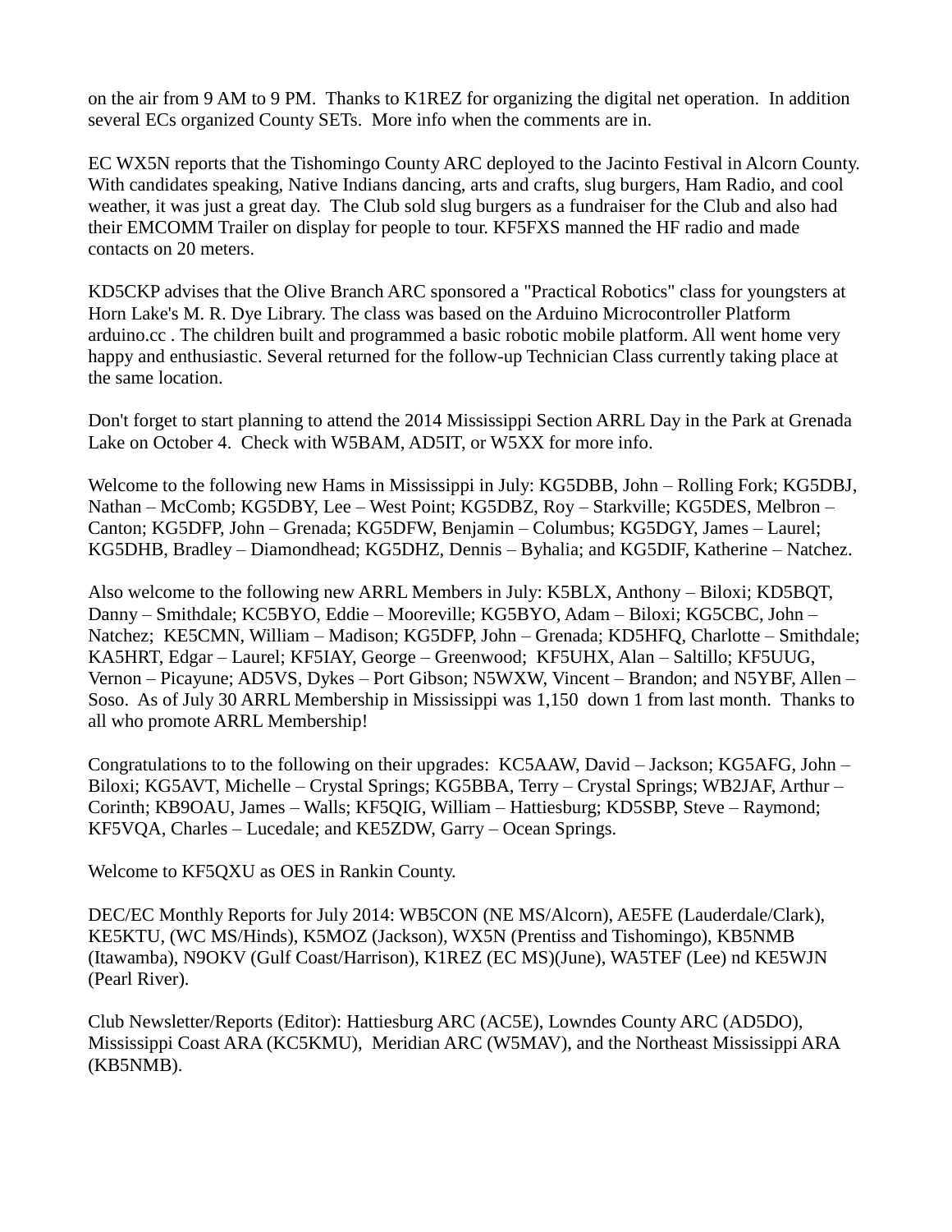on the air from 9 AM to 9 PM.  Thanks to K1REZ for organizing the digital net operation.  In addition several ECs organized County SETs.  More info when the comments are in.

EC WX5N reports that the Tishomingo County ARC deployed to the Jacinto Festival in Alcorn County. With candidates speaking, Native Indians dancing, arts and crafts, slug burgers, Ham Radio, and cool weather, it was just a great day.  The Club sold slug burgers as a fundraiser for the Club and also had their EMCOMM Trailer on display for people to tour. KF5FXS manned the HF radio and made contacts on 20 meters.

KD5CKP advises that the Olive Branch ARC sponsored a "Practical Robotics" class for youngsters at Horn Lake's M. R. Dye Library. The class was based on the Arduino Microcontroller Platform arduino.cc . The children built and programmed a basic robotic mobile platform. All went home very happy and enthusiastic. Several returned for the follow-up Technician Class currently taking place at the same location.

Don't forget to start planning to attend the 2014 Mississippi Section ARRL Day in the Park at Grenada Lake on October 4.  Check with W5BAM, AD5IT, or W5XX for more info.

Welcome to the following new Hams in Mississippi in July: KG5DBB, John – Rolling Fork; KG5DBJ, Nathan – McComb; KG5DBY, Lee – West Point; KG5DBZ, Roy – Starkville; KG5DES, Melbron – Canton; KG5DFP, John – Grenada; KG5DFW, Benjamin – Columbus; KG5DGY, James – Laurel; KG5DHB, Bradley – Diamondhead; KG5DHZ, Dennis – Byhalia; and KG5DIF, Katherine – Natchez.

Also welcome to the following new ARRL Members in July: K5BLX, Anthony – Biloxi; KD5BQT, Danny – Smithdale; KC5BYO, Eddie – Mooreville; KG5BYO, Adam – Biloxi; KG5CBC, John – Natchez;  KE5CMN, William – Madison; KG5DFP, John – Grenada; KD5HFQ, Charlotte – Smithdale; KA5HRT, Edgar – Laurel; KF5IAY, George – Greenwood;  KF5UHX, Alan – Saltillo; KF5UUG, Vernon – Picayune; AD5VS, Dykes – Port Gibson; N5WXW, Vincent – Brandon; and N5YBF, Allen – Soso.  As of July 30 ARRL Membership in Mississippi was 1,150  down 1 from last month.  Thanks to all who promote ARRL Membership!

Congratulations to to the following on their upgrades:  KC5AAW, David – Jackson; KG5AFG, John – Biloxi; KG5AVT, Michelle – Crystal Springs; KG5BBA, Terry – Crystal Springs; WB2JAF, Arthur – Corinth; KB9OAU, James – Walls; KF5QIG, William – Hattiesburg; KD5SBP, Steve – Raymond; KF5VQA, Charles – Lucedale; and KE5ZDW, Garry – Ocean Springs.

Welcome to KF5QXU as OES in Rankin County.

DEC/EC Monthly Reports for July 2014: WB5CON (NE MS/Alcorn), AE5FE (Lauderdale/Clark), KE5KTU, (WC MS/Hinds), K5MOZ (Jackson), WX5N (Prentiss and Tishomingo), KB5NMB (Itawamba), N9OKV (Gulf Coast/Harrison), K1REZ (EC MS)(June), WA5TEF (Lee) nd KE5WJN (Pearl River).

Club Newsletter/Reports (Editor): Hattiesburg ARC (AC5E), Lowndes County ARC (AD5DO), Mississippi Coast ARA (KC5KMU),  Meridian ARC (W5MAV), and the Northeast Mississippi ARA (KB5NMB).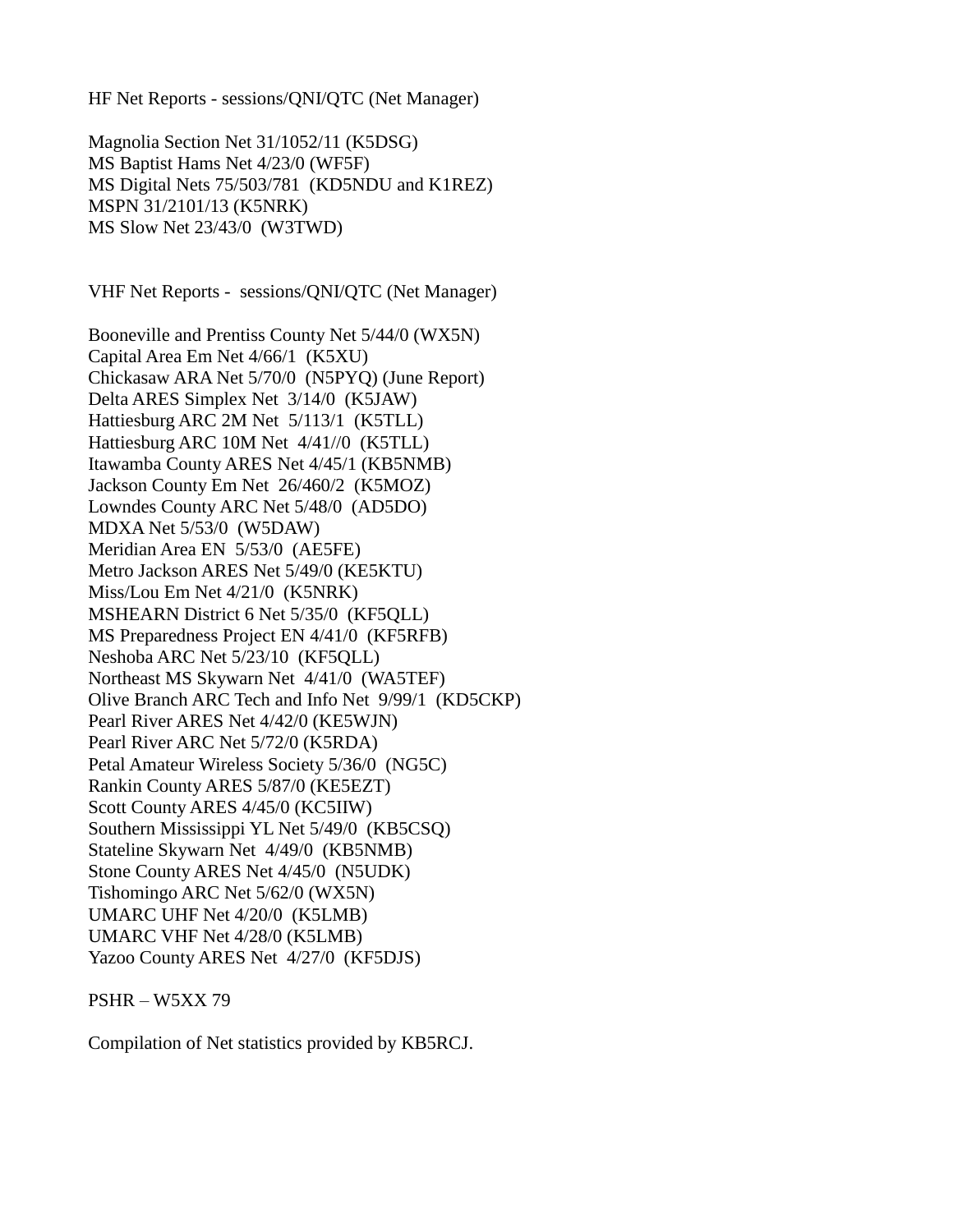HF Net Reports - sessions/QNI/QTC (Net Manager)

Magnolia Section Net 31/1052/11 (K5DSG)
MS Baptist Hams Net 4/23/0 (WF5F)
MS Digital Nets 75/503/781 (KD5NDU and K1REZ)
MSPN 31/2101/13 (K5NRK)
MS Slow Net 23/43/0 (W3TWD)

VHF Net Reports - sessions/QNI/QTC (Net Manager)

Booneville and Prentiss County Net 5/44/0 (WX5N)
Capital Area Em Net 4/66/1 (K5XU)
Chickasaw ARA Net 5/70/0 (N5PYQ) (June Report)
Delta ARES Simplex Net 3/14/0 (K5JAW)
Hattiesburg ARC 2M Net 5/113/1 (K5TLL)
Hattiesburg ARC 10M Net 4/41//0 (K5TLL)
Itawamba County ARES Net 4/45/1 (KB5NMB)
Jackson County Em Net 26/460/2 (K5MOZ)
Lowndes County ARC Net 5/48/0 (AD5DO)
MDXA Net 5/53/0 (W5DAW)
Meridian Area EN 5/53/0 (AE5FE)
Metro Jackson ARES Net 5/49/0 (KE5KTU)
Miss/Lou Em Net 4/21/0 (K5NRK)
MSHEARN District 6 Net 5/35/0 (KF5QLL)
MS Preparedness Project EN 4/41/0 (KF5RFB)
Neshoba ARC Net 5/23/10 (KF5QLL)
Northeast MS Skywarn Net 4/41/0 (WA5TEF)
Olive Branch ARC Tech and Info Net 9/99/1 (KD5CKP)
Pearl River ARES Net 4/42/0 (KE5WJN)
Pearl River ARC Net 5/72/0 (K5RDA)
Petal Amateur Wireless Society 5/36/0 (NG5C)
Rankin County ARES 5/87/0 (KE5EZT)
Scott County ARES 4/45/0 (KC5IIW)
Southern Mississippi YL Net 5/49/0 (KB5CSQ)
Stateline Skywarn Net 4/49/0 (KB5NMB)
Stone County ARES Net 4/45/0 (N5UDK)
Tishomingo ARC Net 5/62/0 (WX5N)
UMARC UHF Net 4/20/0 (K5LMB)
UMARC VHF Net 4/28/0 (K5LMB)
Yazoo County ARES Net 4/27/0 (KF5DJS)

PSHR – W5XX 79

Compilation of Net statistics provided by KB5RCJ.